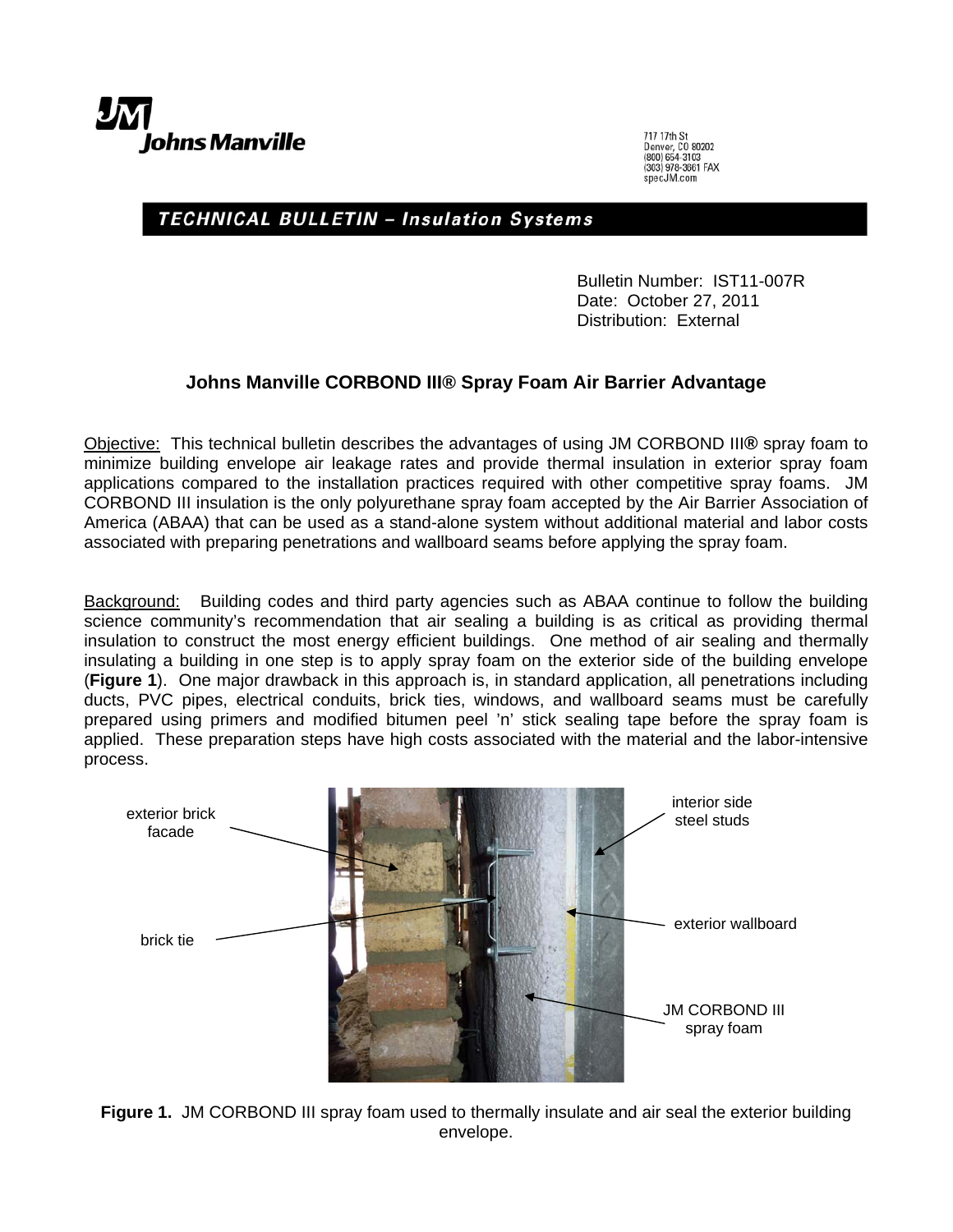Johns Manville

717 17th St
Denver, CO 80202
(800) 654-3103
(303) 978-3661 FAX
specJM.com

**TECHNICAL BULLETIN – Insulation Systems**

Bulletin Number: IST11-007R
Date: October 27, 2011
Distribution: External

## Johns Manville CORBOND III® Spray Foam Air Barrier Advantage

Objective: This technical bulletin describes the advantages of using JM CORBOND III® spray foam to minimize building envelope air leakage rates and provide thermal insulation in exterior spray foam applications compared to the installation practices required with other competitive spray foams. JM CORBOND III insulation is the only polyurethane spray foam accepted by the Air Barrier Association of America (ABAA) that can be used as a stand-alone system without additional material and labor costs associated with preparing penetrations and wallboard seams before applying the spray foam.

Background: Building codes and third party agencies such as ABAA continue to follow the building science community's recommendation that air sealing a building is as critical as providing thermal insulation to construct the most energy efficient buildings. One method of air sealing and thermally insulating a building in one step is to apply spray foam on the exterior side of the building envelope (**Figure 1**). One major drawback in this approach is, in standard application, all penetrations including ducts, PVC pipes, electrical conduits, brick ties, windows, and wallboard seams must be carefully prepared using primers and modified bitumen peel 'n' stick sealing tape before the spray foam is applied. These preparation steps have high costs associated with the material and the labor-intensive process.

exterior brick facade

brick tie

interior side steel studs

exterior wallboard

JM CORBOND III spray foam

**Figure 1.** JM CORBOND III spray foam used to thermally insulate and air seal the exterior building envelope.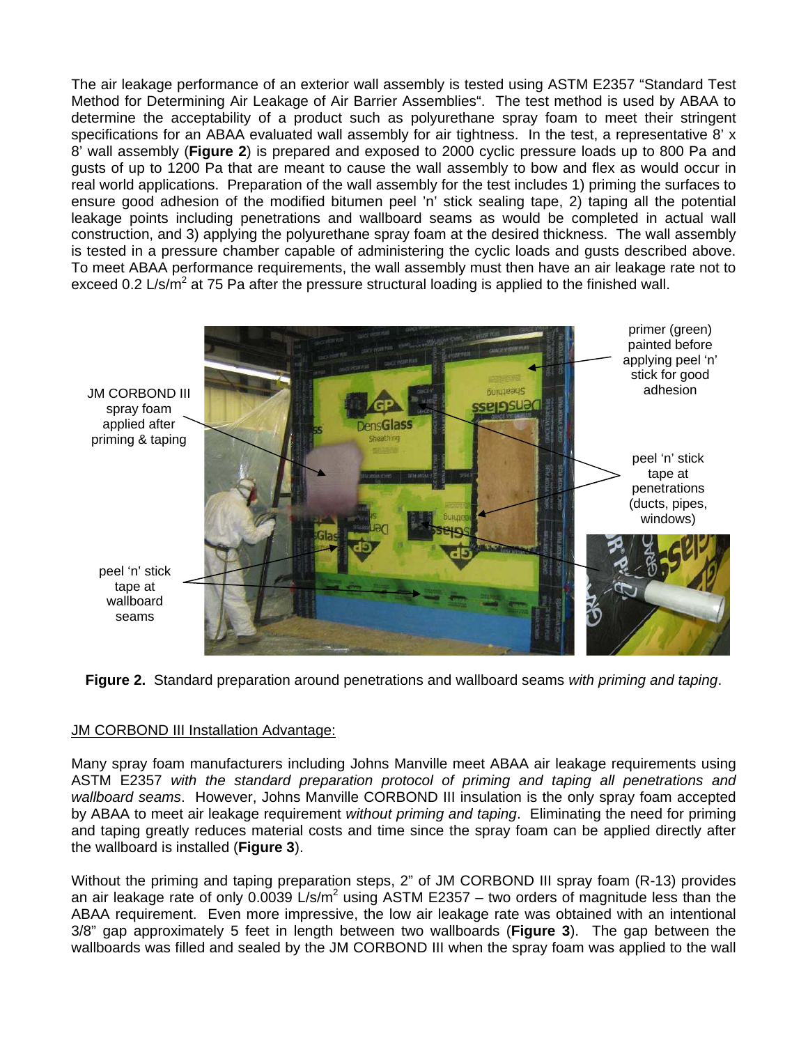The air leakage performance of an exterior wall assembly is tested using ASTM E2357 "Standard Test Method for Determining Air Leakage of Air Barrier Assemblies". The test method is used by ABAA to determine the acceptability of a product such as polyurethane spray foam to meet their stringent specifications for an ABAA evaluated wall assembly for air tightness. In the test, a representative 8' x 8' wall assembly (**Figure 2**) is prepared and exposed to 2000 cyclic pressure loads up to 800 Pa and gusts of up to 1200 Pa that are meant to cause the wall assembly to bow and flex as would occur in real world applications. Preparation of the wall assembly for the test includes 1) priming the surfaces to ensure good adhesion of the modified bitumen peel 'n' stick sealing tape, 2) taping all the potential leakage points including penetrations and wallboard seams as would be completed in actual wall construction, and 3) applying the polyurethane spray foam at the desired thickness. The wall assembly is tested in a pressure chamber capable of administering the cyclic loads and gusts described above. To meet ABAA performance requirements, the wall assembly must then have an air leakage rate not to exceed 0.2 L/s/m$^2$ at 75 Pa after the pressure structural loading is applied to the finished wall.

JM CORBOND III spray foam applied after priming & taping

primer (green) painted before applying peel 'n' stick for good adhesion

peel 'n' stick tape at penetrations (ducts, pipes, windows)

peel 'n' stick tape at wallboard seams

**Figure 2.** Standard preparation around penetrations and wallboard seams *with priming and taping*.

## JM CORBOND III Installation Advantage:

Many spray foam manufacturers including Johns Manville meet ABAA air leakage requirements using ASTM E2357 *with the standard preparation protocol of priming and taping all penetrations and wallboard seams*. However, Johns Manville CORBOND III insulation is the only spray foam accepted by ABAA to meet air leakage requirement *without priming and taping*. Eliminating the need for priming and taping greatly reduces material costs and time since the spray foam can be applied directly after the wallboard is installed (**Figure 3**).

Without the priming and taping preparation steps, 2" of JM CORBOND III spray foam (R-13) provides an air leakage rate of only 0.0039 L/s/m$^2$ using ASTM E2357 – two orders of magnitude less than the ABAA requirement. Even more impressive, the low air leakage rate was obtained with an intentional 3/8" gap approximately 5 feet in length between two wallboards (**Figure 3**). The gap between the wallboards was filled and sealed by the JM CORBOND III when the spray foam was applied to the wall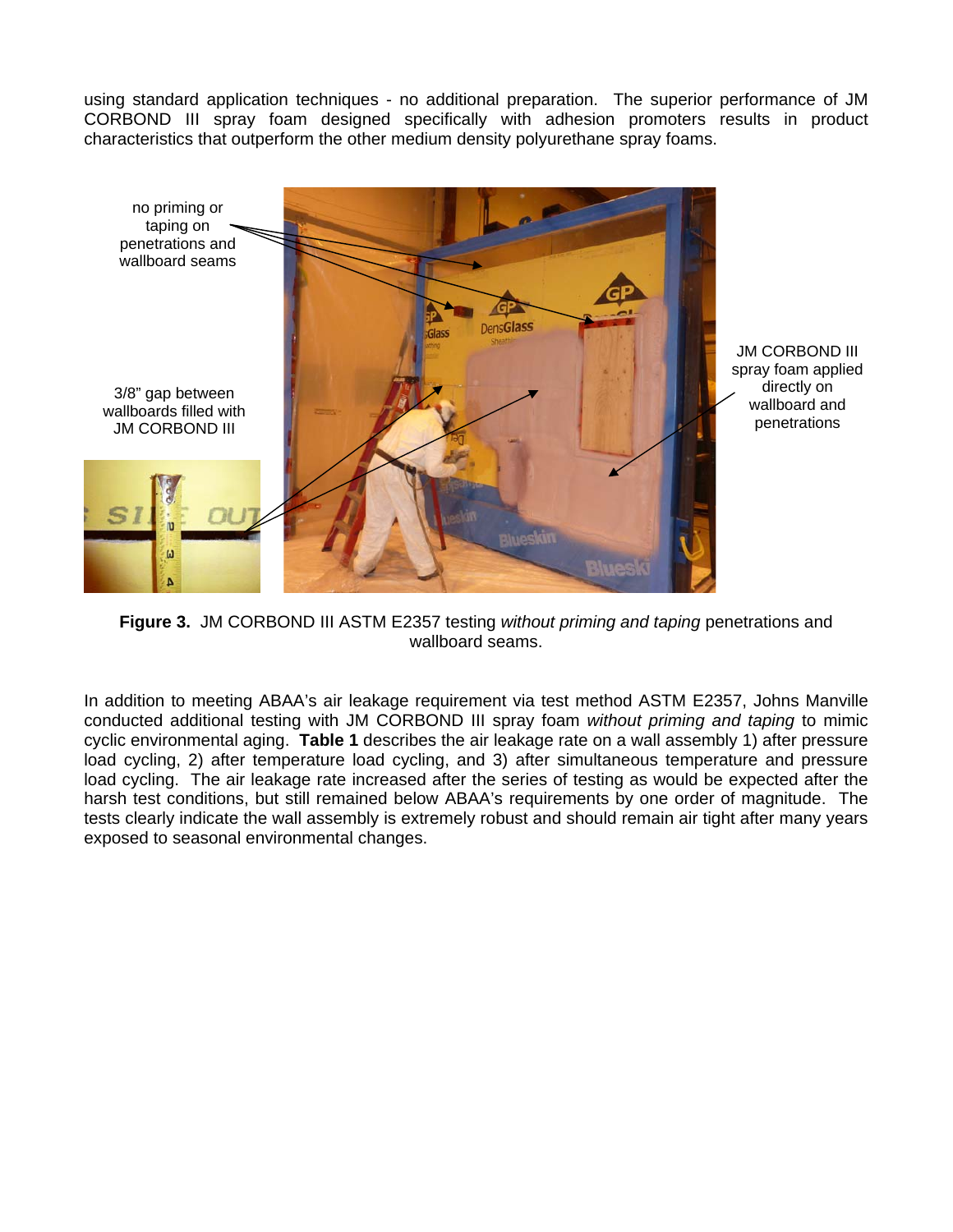using standard application techniques - no additional preparation. The superior performance of JM CORBOND III spray foam designed specifically with adhesion promoters results in product characteristics that outperform the other medium density polyurethane spray foams.

**Figure 3.** JM CORBOND III ASTM E2357 testing *without priming and taping* penetrations and wallboard seams.

In addition to meeting ABAA's air leakage requirement via test method ASTM E2357, Johns Manville conducted additional testing with JM CORBOND III spray foam *without priming and taping* to mimic cyclic environmental aging. **Table 1** describes the air leakage rate on a wall assembly 1) after pressure load cycling, 2) after temperature load cycling, and 3) after simultaneous temperature and pressure load cycling. The air leakage rate increased after the series of testing as would be expected after the harsh test conditions, but still remained below ABAA's requirements by one order of magnitude. The tests clearly indicate the wall assembly is extremely robust and should remain air tight after many years exposed to seasonal environmental changes.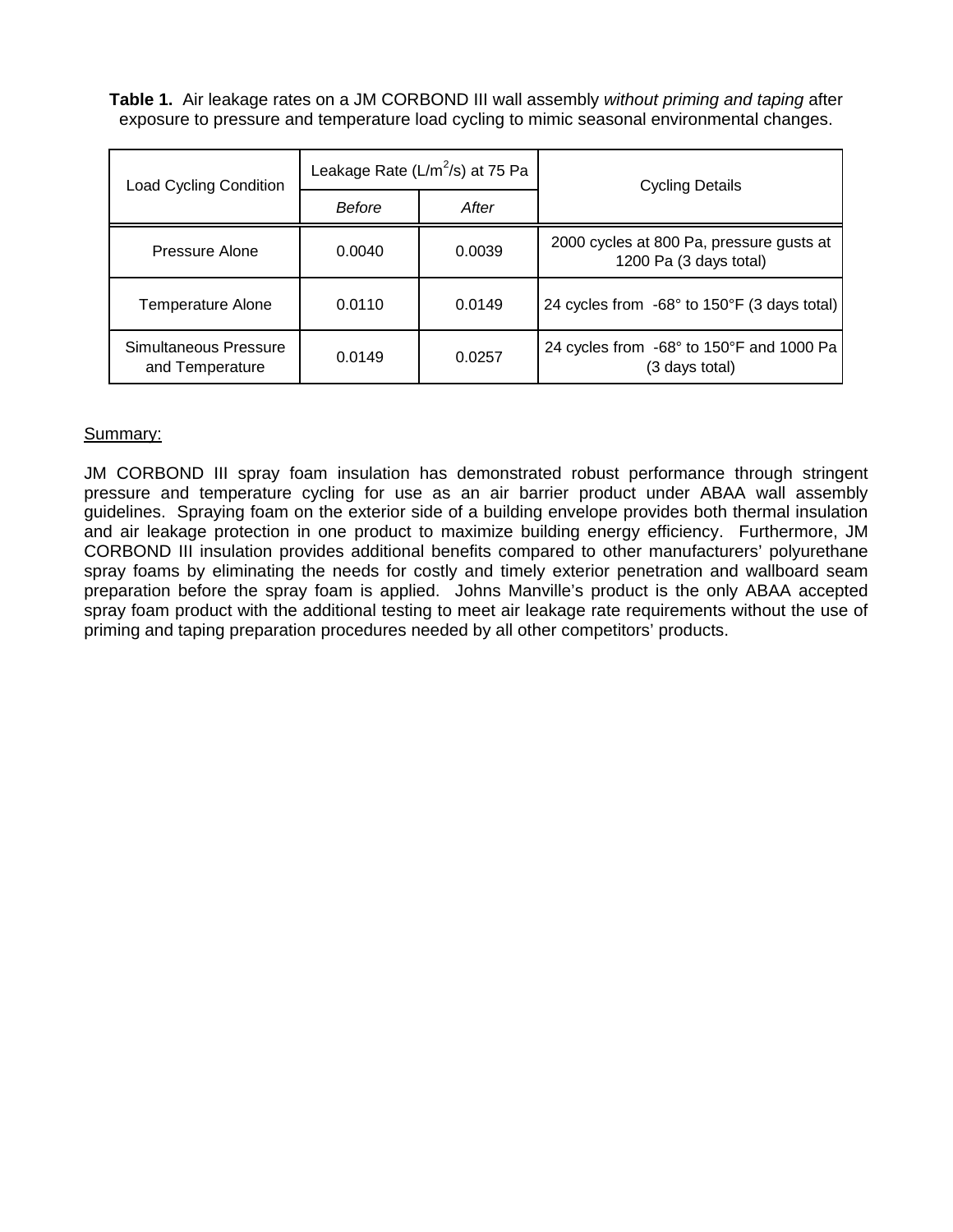**Table 1.** Air leakage rates on a JM CORBOND III wall assembly *without priming and taping* after exposure to pressure and temperature load cycling to mimic seasonal environmental changes.

| Load Cycling Condition | Leakage Rate ($L/m^2/s$) at 75 Pa | | Cycling Details |
|---|---|---|---|
| | *Before* | *After* | |
| Pressure Alone | 0.0040 | 0.0039 | 2000 cycles at 800 Pa, pressure gusts at 1200 Pa (3 days total) |
| Temperature Alone | 0.0110 | 0.0149 | 24 cycles from -68° to 150°F (3 days total) |
| Simultaneous Pressure and Temperature | 0.0149 | 0.0257 | 24 cycles from -68° to 150°F and 1000 Pa (3 days total) |

Summary:

JM CORBOND III spray foam insulation has demonstrated robust performance through stringent pressure and temperature cycling for use as an air barrier product under ABAA wall assembly guidelines. Spraying foam on the exterior side of a building envelope provides both thermal insulation and air leakage protection in one product to maximize building energy efficiency. Furthermore, JM CORBOND III insulation provides additional benefits compared to other manufacturers' polyurethane spray foams by eliminating the needs for costly and timely exterior penetration and wallboard seam preparation before the spray foam is applied. Johns Manville's product is the only ABAA accepted spray foam product with the additional testing to meet air leakage rate requirements without the use of priming and taping preparation procedures needed by all other competitors' products.